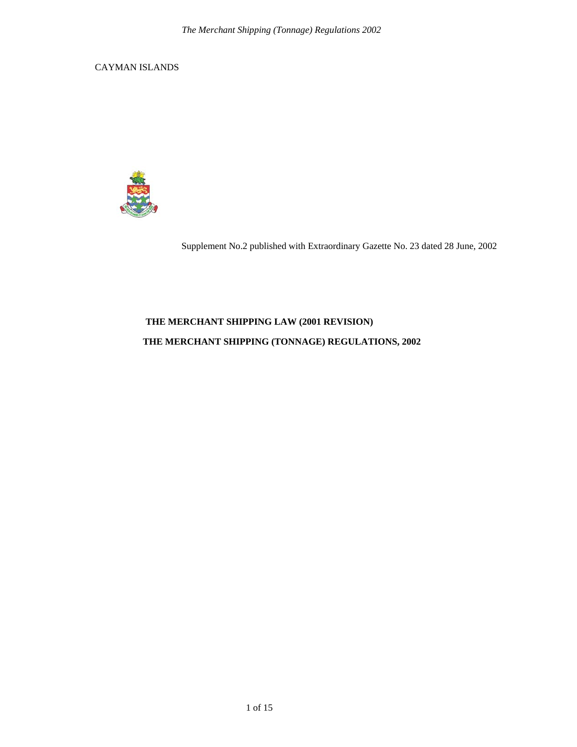CAYMAN ISLANDS

Supplement No.2 published with Extraordinary Gazette No. 23 dated 28 June, 2002

# THE MERCHANT SHIPPING LAW (2001 REVISION)

# THE MERCHANT SHIPPING (TONNAGE) REGULATIONS, 2002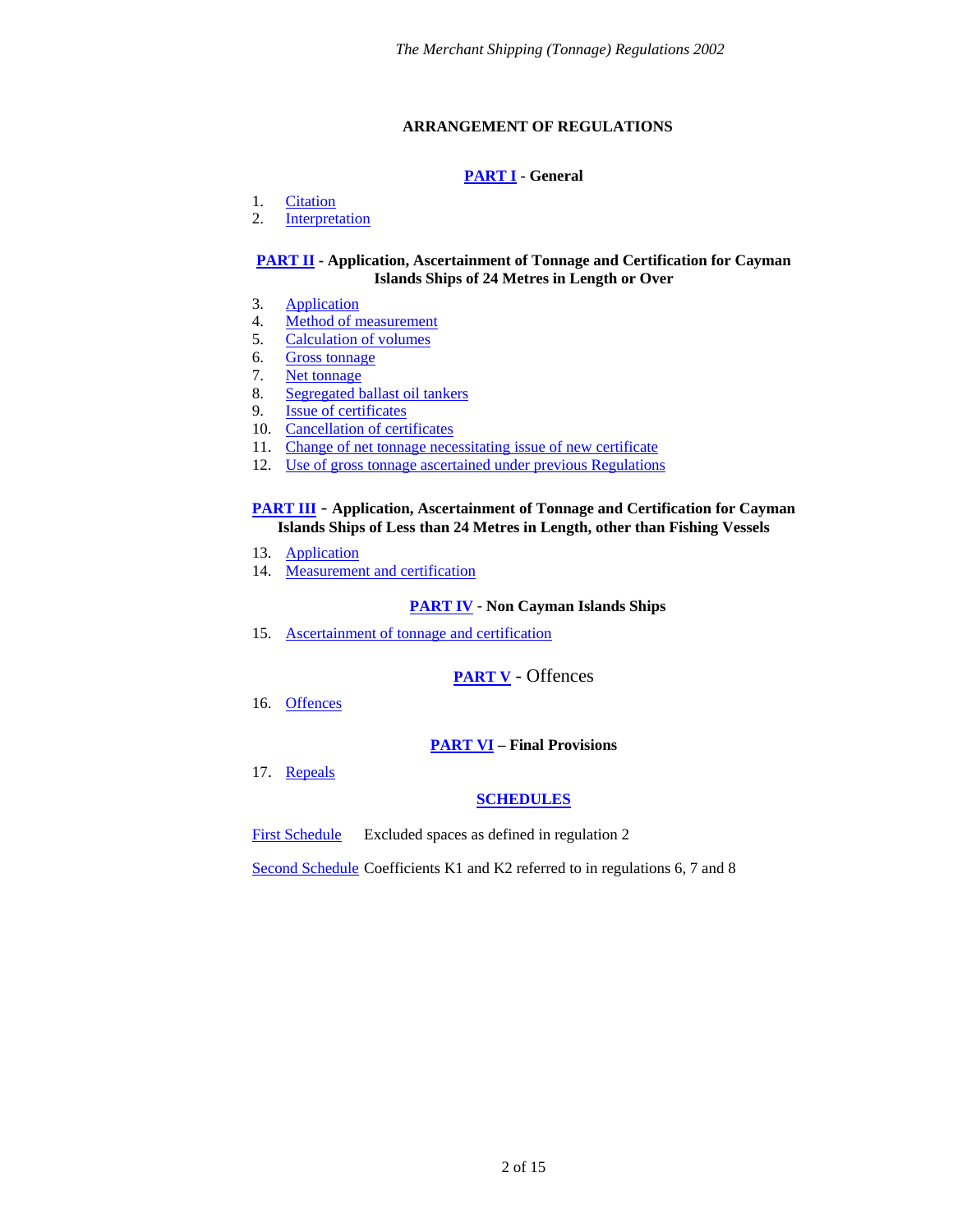## ARRANGEMENT OF REGULATIONS

### PART I - General

1. Citation
2. Interpretation

### PART II - Application, Ascertainment of Tonnage and Certification for Cayman Islands Ships of 24 Metres in Length or Over

3. Application
4. Method of measurement
5. Calculation of volumes
6. Gross tonnage
7. Net tonnage
8. Segregated ballast oil tankers
9. Issue of certificates
10. Cancellation of certificates
11. Change of net tonnage necessitating issue of new certificate
12. Use of gross tonnage ascertained under previous Regulations

### PART III - Application, Ascertainment of Tonnage and Certification for Cayman Islands Ships of Less than 24 Metres in Length, other than Fishing Vessels

13. Application
14. Measurement and certification

### PART IV - Non Cayman Islands Ships

15. Ascertainment of tonnage and certification

### PART V - Offences

16. Offences

### PART VI – Final Provisions

17. Repeals

### SCHEDULES

First Schedule — Excluded spaces as defined in regulation 2

Second Schedule — Coefficients K1 and K2 referred to in regulations 6, 7 and 8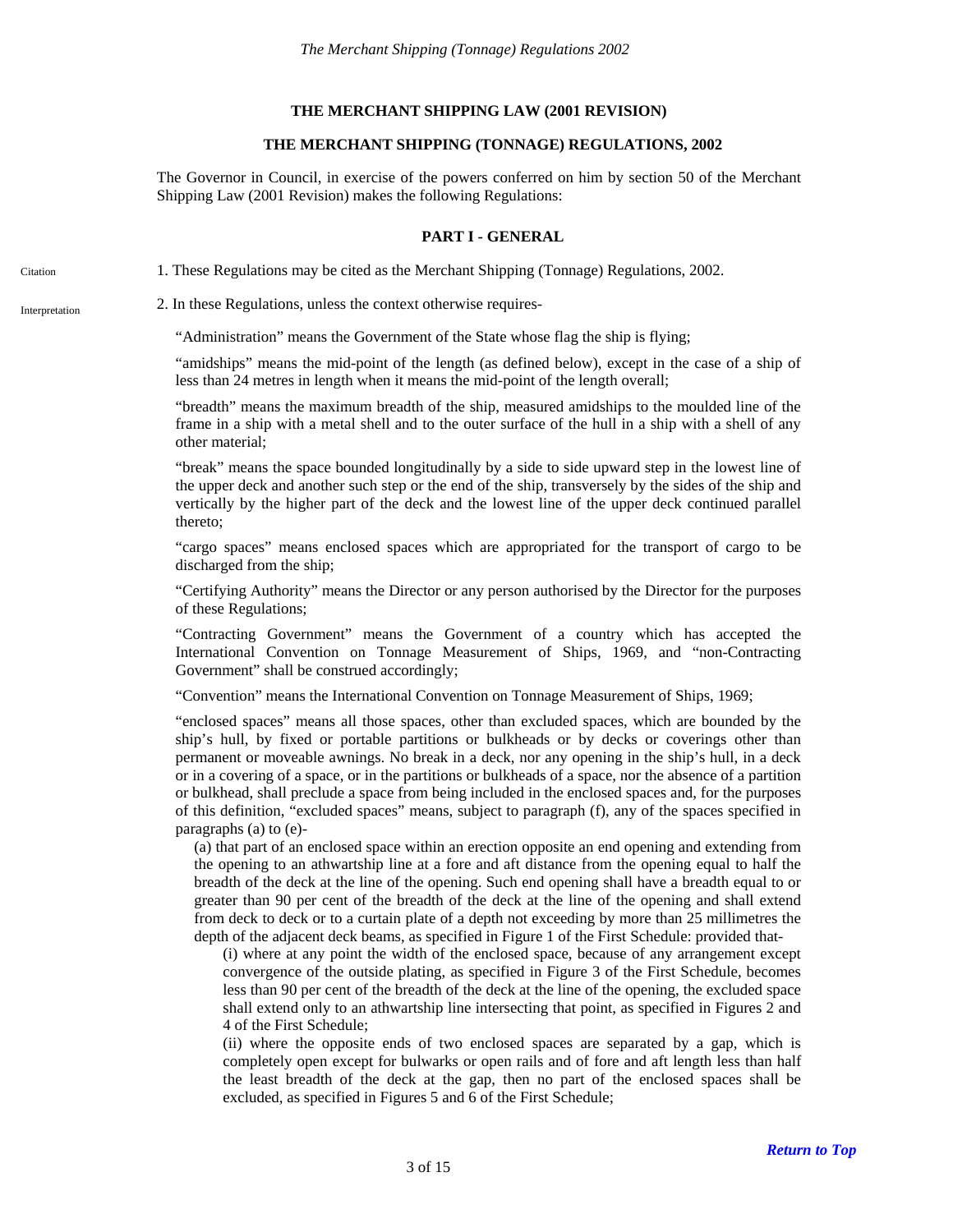**THE MERCHANT SHIPPING LAW (2001 REVISION)**

**THE MERCHANT SHIPPING (TONNAGE) REGULATIONS, 2002**

The Governor in Council, in exercise of the powers conferred on him by section 50 of the Merchant Shipping Law (2001 Revision) makes the following Regulations:

## PART I - GENERAL

Citation

1. These Regulations may be cited as the Merchant Shipping (Tonnage) Regulations, 2002.

Interpretation

2. In these Regulations, unless the context otherwise requires-

"Administration" means the Government of the State whose flag the ship is flying;

"amidships" means the mid-point of the length (as defined below), except in the case of a ship of less than 24 metres in length when it means the mid-point of the length overall;

"breadth" means the maximum breadth of the ship, measured amidships to the moulded line of the frame in a ship with a metal shell and to the outer surface of the hull in a ship with a shell of any other material;

"break" means the space bounded longitudinally by a side to side upward step in the lowest line of the upper deck and another such step or the end of the ship, transversely by the sides of the ship and vertically by the higher part of the deck and the lowest line of the upper deck continued parallel thereto;

"cargo spaces" means enclosed spaces which are appropriated for the transport of cargo to be discharged from the ship;

"Certifying Authority" means the Director or any person authorised by the Director for the purposes of these Regulations;

"Contracting Government" means the Government of a country which has accepted the International Convention on Tonnage Measurement of Ships, 1969, and "non-Contracting Government" shall be construed accordingly;

"Convention" means the International Convention on Tonnage Measurement of Ships, 1969;

"enclosed spaces" means all those spaces, other than excluded spaces, which are bounded by the ship's hull, by fixed or portable partitions or bulkheads or by decks or coverings other than permanent or moveable awnings. No break in a deck, nor any opening in the ship's hull, in a deck or in a covering of a space, or in the partitions or bulkheads of a space, nor the absence of a partition or bulkhead, shall preclude a space from being included in the enclosed spaces and, for the purposes of this definition, "excluded spaces" means, subject to paragraph (f), any of the spaces specified in paragraphs (a) to (e)-

(a) that part of an enclosed space within an erection opposite an end opening and extending from the opening to an athwartship line at a fore and aft distance from the opening equal to half the breadth of the deck at the line of the opening. Such end opening shall have a breadth equal to or greater than 90 per cent of the breadth of the deck at the line of the opening and shall extend from deck to deck or to a curtain plate of a depth not exceeding by more than 25 millimetres the depth of the adjacent deck beams, as specified in Figure 1 of the First Schedule: provided that-

(i) where at any point the width of the enclosed space, because of any arrangement except convergence of the outside plating, as specified in Figure 3 of the First Schedule, becomes less than 90 per cent of the breadth of the deck at the line of the opening, the excluded space shall extend only to an athwartship line intersecting that point, as specified in Figures 2 and 4 of the First Schedule;

(ii) where the opposite ends of two enclosed spaces are separated by a gap, which is completely open except for bulwarks or open rails and of fore and aft length less than half the least breadth of the deck at the gap, then no part of the enclosed spaces shall be excluded, as specified in Figures 5 and 6 of the First Schedule;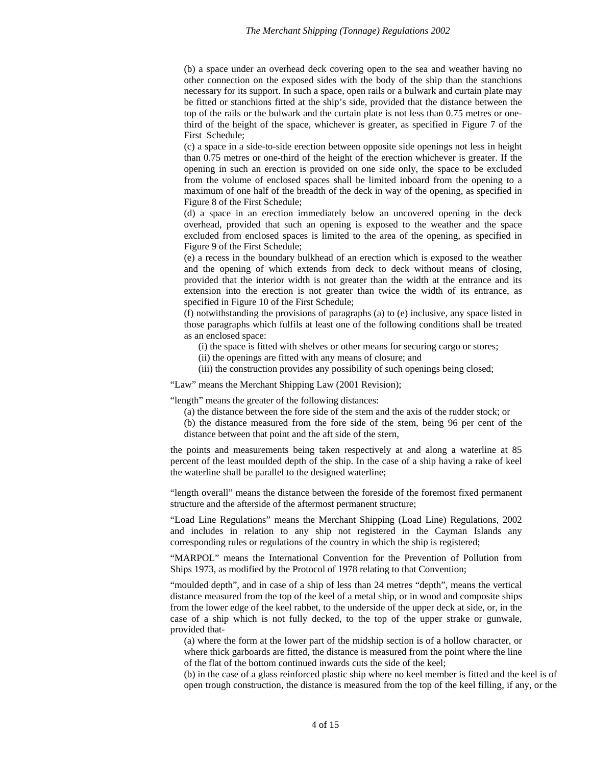(b) a space under an overhead deck covering open to the sea and weather having no other connection on the exposed sides with the body of the ship than the stanchions necessary for its support. In such a space, open rails or a bulwark and curtain plate may be fitted or stanchions fitted at the ship's side, provided that the distance between the top of the rails or the bulwark and the curtain plate is not less than 0.75 metres or one-third of the height of the space, whichever is greater, as specified in Figure 7 of the First Schedule;

(c) a space in a side-to-side erection between opposite side openings not less in height than 0.75 metres or one-third of the height of the erection whichever is greater. If the opening in such an erection is provided on one side only, the space to be excluded from the volume of enclosed spaces shall be limited inboard from the opening to a maximum of one half of the breadth of the deck in way of the opening, as specified in Figure 8 of the First Schedule;

(d) a space in an erection immediately below an uncovered opening in the deck overhead, provided that such an opening is exposed to the weather and the space excluded from enclosed spaces is limited to the area of the opening, as specified in Figure 9 of the First Schedule;

(e) a recess in the boundary bulkhead of an erection which is exposed to the weather and the opening of which extends from deck to deck without means of closing, provided that the interior width is not greater than the width at the entrance and its extension into the erection is not greater than twice the width of its entrance, as specified in Figure 10 of the First Schedule;

(f) notwithstanding the provisions of paragraphs (a) to (e) inclusive, any space listed in those paragraphs which fulfils at least one of the following conditions shall be treated as an enclosed space:

(i) the space is fitted with shelves or other means for securing cargo or stores;

(ii) the openings are fitted with any means of closure; and

(iii) the construction provides any possibility of such openings being closed;

"Law" means the Merchant Shipping Law (2001 Revision);

"length" means the greater of the following distances:

(a) the distance between the fore side of the stem and the axis of the rudder stock; or

(b) the distance measured from the fore side of the stem, being 96 per cent of the distance between that point and the aft side of the stern,

the points and measurements being taken respectively at and along a waterline at 85 percent of the least moulded depth of the ship. In the case of a ship having a rake of keel the waterline shall be parallel to the designed waterline;

"length overall" means the distance between the foreside of the foremost fixed permanent structure and the afterside of the aftermost permanent structure;

"Load Line Regulations" means the Merchant Shipping (Load Line) Regulations, 2002 and includes in relation to any ship not registered in the Cayman Islands any corresponding rules or regulations of the country in which the ship is registered;

"MARPOL" means the International Convention for the Prevention of Pollution from Ships 1973, as modified by the Protocol of 1978 relating to that Convention;

"moulded depth", and in case of a ship of less than 24 metres "depth", means the vertical distance measured from the top of the keel of a metal ship, or in wood and composite ships from the lower edge of the keel rabbet, to the underside of the upper deck at side, or, in the case of a ship which is not fully decked, to the top of the upper strake or gunwale, provided that-

(a) where the form at the lower part of the midship section is of a hollow character, or where thick garboards are fitted, the distance is measured from the point where the line of the flat of the bottom continued inwards cuts the side of the keel;

(b) in the case of a glass reinforced plastic ship where no keel member is fitted and the keel is of open trough construction, the distance is measured from the top of the keel filling, if any, or the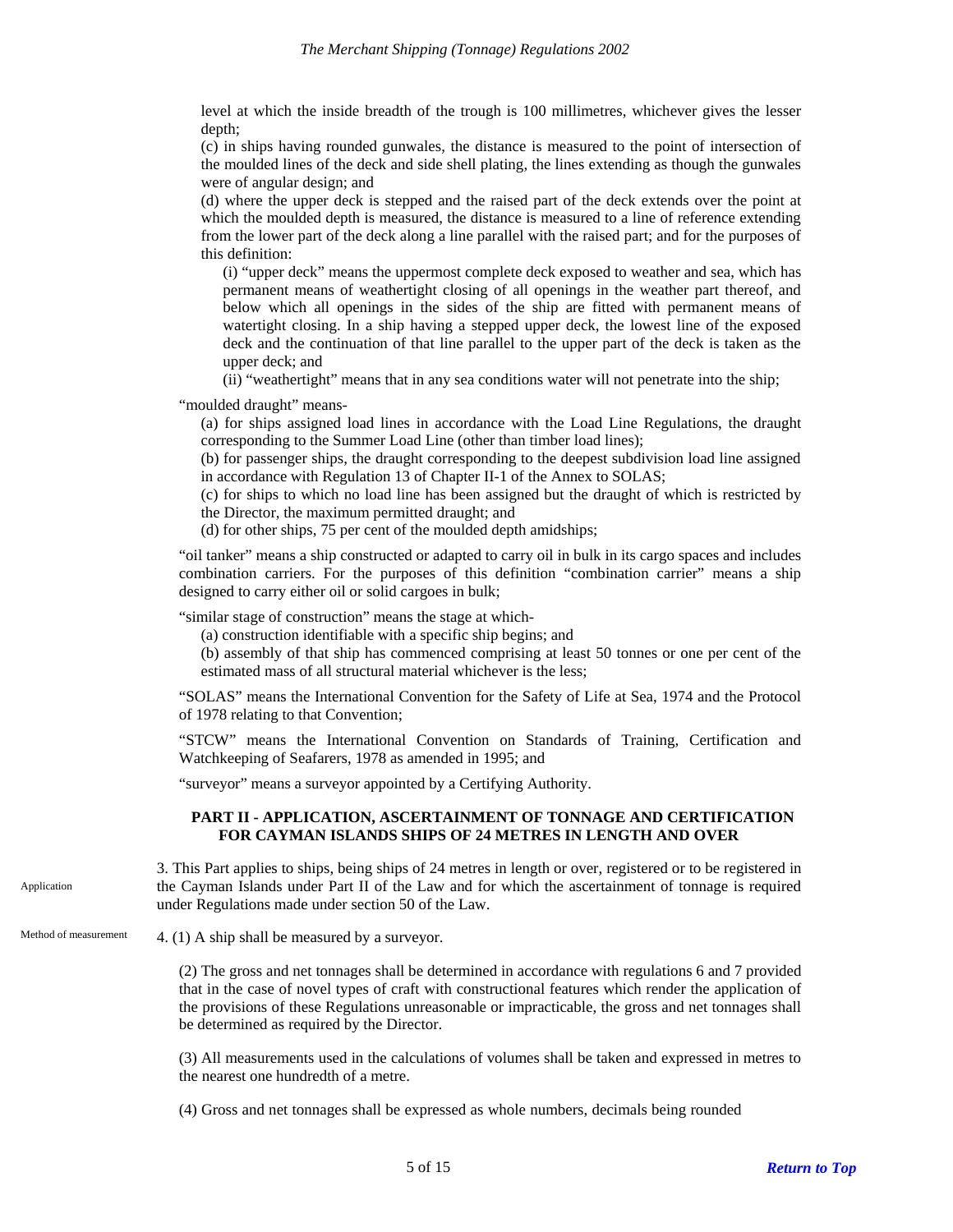level at which the inside breadth of the trough is 100 millimetres, whichever gives the lesser depth;

(c) in ships having rounded gunwales, the distance is measured to the point of intersection of the moulded lines of the deck and side shell plating, the lines extending as though the gunwales were of angular design; and

(d) where the upper deck is stepped and the raised part of the deck extends over the point at which the moulded depth is measured, the distance is measured to a line of reference extending from the lower part of the deck along a line parallel with the raised part; and for the purposes of this definition:

(i) "upper deck" means the uppermost complete deck exposed to weather and sea, which has permanent means of weathertight closing of all openings in the weather part thereof, and below which all openings in the sides of the ship are fitted with permanent means of watertight closing. In a ship having a stepped upper deck, the lowest line of the exposed deck and the continuation of that line parallel to the upper part of the deck is taken as the upper deck; and

(ii) "weathertight" means that in any sea conditions water will not penetrate into the ship;

"moulded draught" means-

(a) for ships assigned load lines in accordance with the Load Line Regulations, the draught corresponding to the Summer Load Line (other than timber load lines);

(b) for passenger ships, the draught corresponding to the deepest subdivision load line assigned in accordance with Regulation 13 of Chapter II-1 of the Annex to SOLAS;

(c) for ships to which no load line has been assigned but the draught of which is restricted by the Director, the maximum permitted draught; and

(d) for other ships, 75 per cent of the moulded depth amidships;

"oil tanker" means a ship constructed or adapted to carry oil in bulk in its cargo spaces and includes combination carriers. For the purposes of this definition "combination carrier" means a ship designed to carry either oil or solid cargoes in bulk;

"similar stage of construction" means the stage at which-

(a) construction identifiable with a specific ship begins; and

(b) assembly of that ship has commenced comprising at least 50 tonnes or one per cent of the estimated mass of all structural material whichever is the less;

"SOLAS" means the International Convention for the Safety of Life at Sea, 1974 and the Protocol of 1978 relating to that Convention;

"STCW" means the International Convention on Standards of Training, Certification and Watchkeeping of Seafarers, 1978 as amended in 1995; and

"surveyor" means a surveyor appointed by a Certifying Authority.

## PART II - APPLICATION, ASCERTAINMENT OF TONNAGE AND CERTIFICATION FOR CAYMAN ISLANDS SHIPS OF 24 METRES IN LENGTH AND OVER

Application

3. This Part applies to ships, being ships of 24 metres in length or over, registered or to be registered in the Cayman Islands under Part II of the Law and for which the ascertainment of tonnage is required under Regulations made under section 50 of the Law.

Method of measurement

4. (1) A ship shall be measured by a surveyor.

(2) The gross and net tonnages shall be determined in accordance with regulations 6 and 7 provided that in the case of novel types of craft with constructional features which render the application of the provisions of these Regulations unreasonable or impracticable, the gross and net tonnages shall be determined as required by the Director.

(3) All measurements used in the calculations of volumes shall be taken and expressed in metres to the nearest one hundredth of a metre.

(4) Gross and net tonnages shall be expressed as whole numbers, decimals being rounded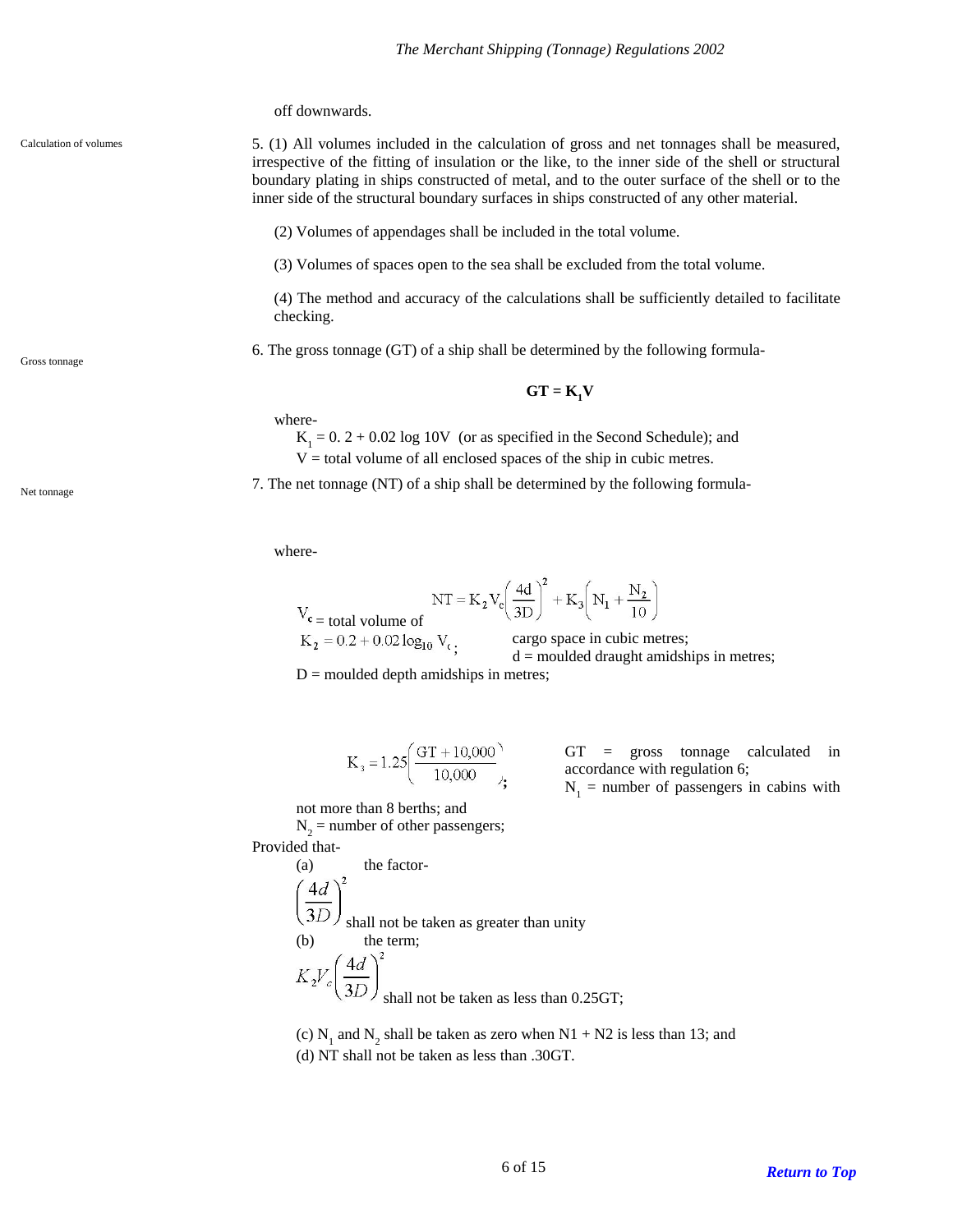off downwards.

Calculation of volumes

5. (1) All volumes included in the calculation of gross and net tonnages shall be measured, irrespective of the fitting of insulation or the like, to the inner side of the shell or structural boundary plating in ships constructed of metal, and to the outer surface of the shell or to the inner side of the structural boundary surfaces in ships constructed of any other material.

(2) Volumes of appendages shall be included in the total volume.

(3) Volumes of spaces open to the sea shall be excluded from the total volume.

(4) The method and accuracy of the calculations shall be sufficiently detailed to facilitate checking.

Gross tonnage

6. The gross tonnage (GT) of a ship shall be determined by the following formula-

$$\mathbf{GT = K_1V}$$

where-

$K_1$ = 0. 2 + 0.02 log 10V (or as specified in the Second Schedule); and

V = total volume of all enclosed spaces of the ship in cubic metres.

Net tonnage

7. The net tonnage (NT) of a ship shall be determined by the following formula-

$$NT = K_2 V_c \left(\frac{4d}{3D}\right)^2 + K_3\left(N_1 + \frac{N_2}{10}\right)$$

where-

$V_c$ = total volume of cargo space in cubic metres;

$K_2 = 0.2 + 0.02 \log_{10} V_c$;

d = moulded draught amidships in metres;

D = moulded depth amidships in metres;

$K_3 = 1.25\left(\frac{GT + 10,000}{10,000}\right)$;

GT = gross tonnage calculated in accordance with regulation 6;

$N_1$ = number of passengers in cabins with not more than 8 berths; and

$N_2$ = number of other passengers;

Provided that-

(a) the factor-

$\left(\frac{4d}{3D}\right)^2$ shall not be taken as greater than unity

(b) the term;

$K_2 V_c \left(\frac{4d}{3D}\right)^2$ shall not be taken as less than 0.25GT;

(c) $N_1$ and $N_2$ shall be taken as zero when N1 + N2 is less than 13; and

(d) NT shall not be taken as less than .30GT.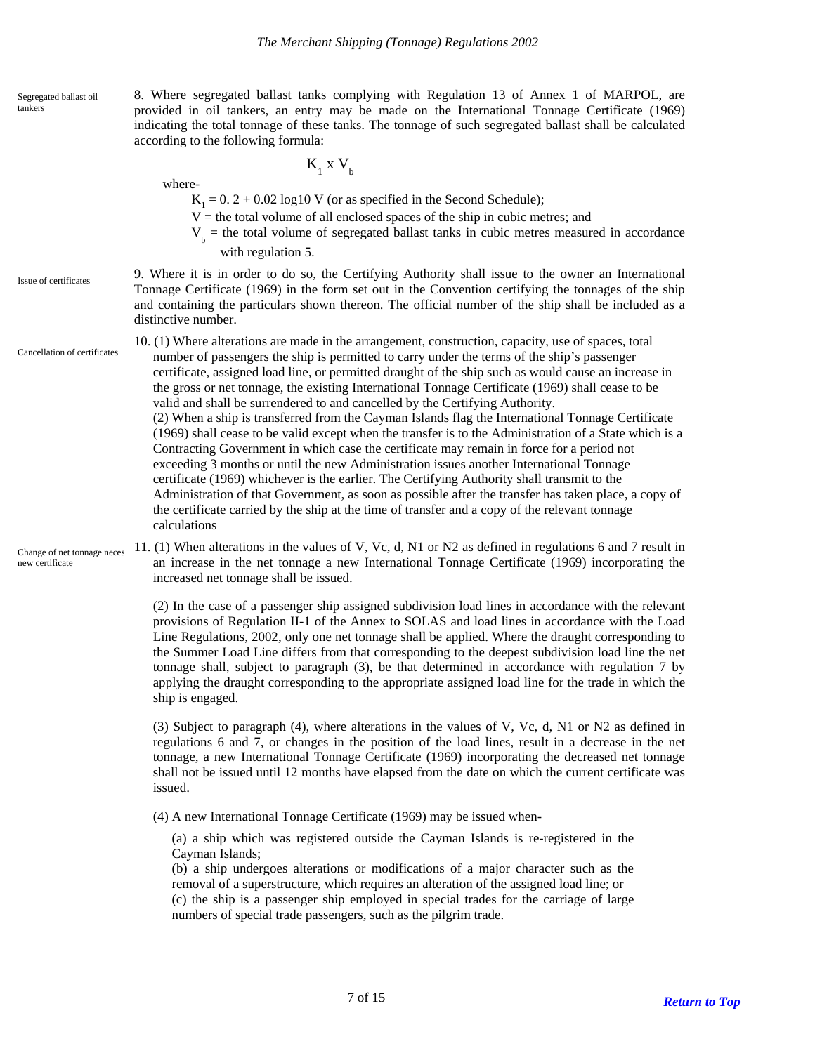Segregated ballast oil tankers

8. Where segregated ballast tanks complying with Regulation 13 of Annex 1 of MARPOL, are provided in oil tankers, an entry may be made on the International Tonnage Certificate (1969) indicating the total tonnage of these tanks. The tonnage of such segregated ballast shall be calculated according to the following formula:

$$K_1 \text{ x } V_b$$

where-

$K_1$ = 0. 2 + 0.02 log10 V (or as specified in the Second Schedule);

V = the total volume of all enclosed spaces of the ship in cubic metres; and

$V_b$ = the total volume of segregated ballast tanks in cubic metres measured in accordance with regulation 5.

Issue of certificates

9. Where it is in order to do so, the Certifying Authority shall issue to the owner an International Tonnage Certificate (1969) in the form set out in the Convention certifying the tonnages of the ship and containing the particulars shown thereon. The official number of the ship shall be included as a distinctive number.

Cancellation of certificates

10. (1) Where alterations are made in the arrangement, construction, capacity, use of spaces, total number of passengers the ship is permitted to carry under the terms of the ship's passenger certificate, assigned load line, or permitted draught of the ship such as would cause an increase in the gross or net tonnage, the existing International Tonnage Certificate (1969) shall cease to be valid and shall be surrendered to and cancelled by the Certifying Authority.

(2) When a ship is transferred from the Cayman Islands flag the International Tonnage Certificate (1969) shall cease to be valid except when the transfer is to the Administration of a State which is a Contracting Government in which case the certificate may remain in force for a period not exceeding 3 months or until the new Administration issues another International Tonnage certificate (1969) whichever is the earlier. The Certifying Authority shall transmit to the Administration of that Government, as soon as possible after the transfer has taken place, a copy of the certificate carried by the ship at the time of transfer and a copy of the relevant tonnage calculations

Change of net tonnage neces new certificate

11. (1) When alterations in the values of V, Vc, d, N1 or N2 as defined in regulations 6 and 7 result in an increase in the net tonnage a new International Tonnage Certificate (1969) incorporating the increased net tonnage shall be issued.

(2) In the case of a passenger ship assigned subdivision load lines in accordance with the relevant provisions of Regulation II-1 of the Annex to SOLAS and load lines in accordance with the Load Line Regulations, 2002, only one net tonnage shall be applied. Where the draught corresponding to the Summer Load Line differs from that corresponding to the deepest subdivision load line the net tonnage shall, subject to paragraph (3), be that determined in accordance with regulation 7 by applying the draught corresponding to the appropriate assigned load line for the trade in which the ship is engaged.

(3) Subject to paragraph (4), where alterations in the values of V, Vc, d, N1 or N2 as defined in regulations 6 and 7, or changes in the position of the load lines, result in a decrease in the net tonnage, a new International Tonnage Certificate (1969) incorporating the decreased net tonnage shall not be issued until 12 months have elapsed from the date on which the current certificate was issued.

(4) A new International Tonnage Certificate (1969) may be issued when-

(a) a ship which was registered outside the Cayman Islands is re-registered in the Cayman Islands;

(b) a ship undergoes alterations or modifications of a major character such as the removal of a superstructure, which requires an alteration of the assigned load line; or

(c) the ship is a passenger ship employed in special trades for the carriage of large numbers of special trade passengers, such as the pilgrim trade.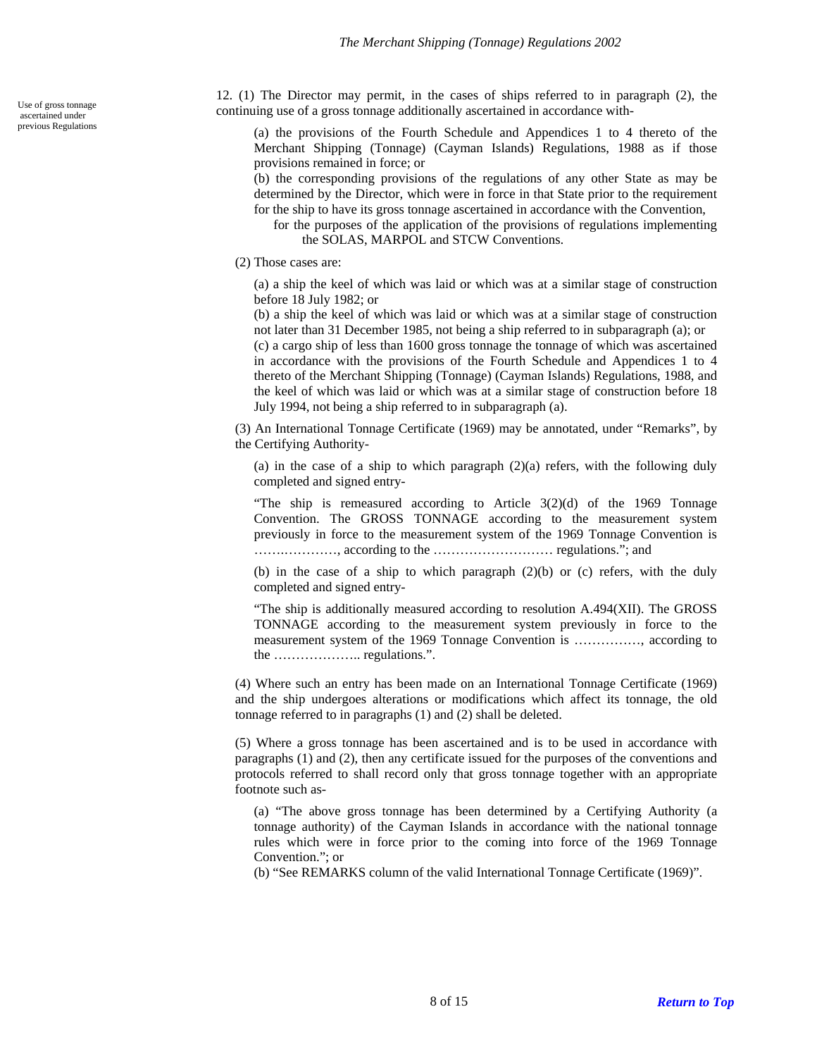Use of gross tonnage ascertained under previous Regulations

12. (1) The Director may permit, in the cases of ships referred to in paragraph (2), the continuing use of a gross tonnage additionally ascertained in accordance with-

(a) the provisions of the Fourth Schedule and Appendices 1 to 4 thereto of the Merchant Shipping (Tonnage) (Cayman Islands) Regulations, 1988 as if those provisions remained in force; or

(b) the corresponding provisions of the regulations of any other State as may be determined by the Director, which were in force in that State prior to the requirement for the ship to have its gross tonnage ascertained in accordance with the Convention,

for the purposes of the application of the provisions of regulations implementing the SOLAS, MARPOL and STCW Conventions.

(2) Those cases are:

(a) a ship the keel of which was laid or which was at a similar stage of construction before 18 July 1982; or

(b) a ship the keel of which was laid or which was at a similar stage of construction not later than 31 December 1985, not being a ship referred to in subparagraph (a); or

(c) a cargo ship of less than 1600 gross tonnage the tonnage of which was ascertained in accordance with the provisions of the Fourth Schedule and Appendices 1 to 4 thereto of the Merchant Shipping (Tonnage) (Cayman Islands) Regulations, 1988, and the keel of which was laid or which was at a similar stage of construction before 18 July 1994, not being a ship referred to in subparagraph (a).

(3) An International Tonnage Certificate (1969) may be annotated, under "Remarks", by the Certifying Authority-

(a) in the case of a ship to which paragraph (2)(a) refers, with the following duly completed and signed entry-

"The ship is remeasured according to Article 3(2)(d) of the 1969 Tonnage Convention. The GROSS TONNAGE according to the measurement system previously in force to the measurement system of the 1969 Tonnage Convention is ………………, according to the ……………………… regulations."; and

(b) in the case of a ship to which paragraph (2)(b) or (c) refers, with the duly completed and signed entry-

"The ship is additionally measured according to resolution A.494(XII). The GROSS TONNAGE according to the measurement system previously in force to the measurement system of the 1969 Tonnage Convention is ……………, according to the ……………….. regulations.".

(4) Where such an entry has been made on an International Tonnage Certificate (1969) and the ship undergoes alterations or modifications which affect its tonnage, the old tonnage referred to in paragraphs (1) and (2) shall be deleted.

(5) Where a gross tonnage has been ascertained and is to be used in accordance with paragraphs (1) and (2), then any certificate issued for the purposes of the conventions and protocols referred to shall record only that gross tonnage together with an appropriate footnote such as-

(a) "The above gross tonnage has been determined by a Certifying Authority (a tonnage authority) of the Cayman Islands in accordance with the national tonnage rules which were in force prior to the coming into force of the 1969 Tonnage Convention."; or

(b) "See REMARKS column of the valid International Tonnage Certificate (1969)".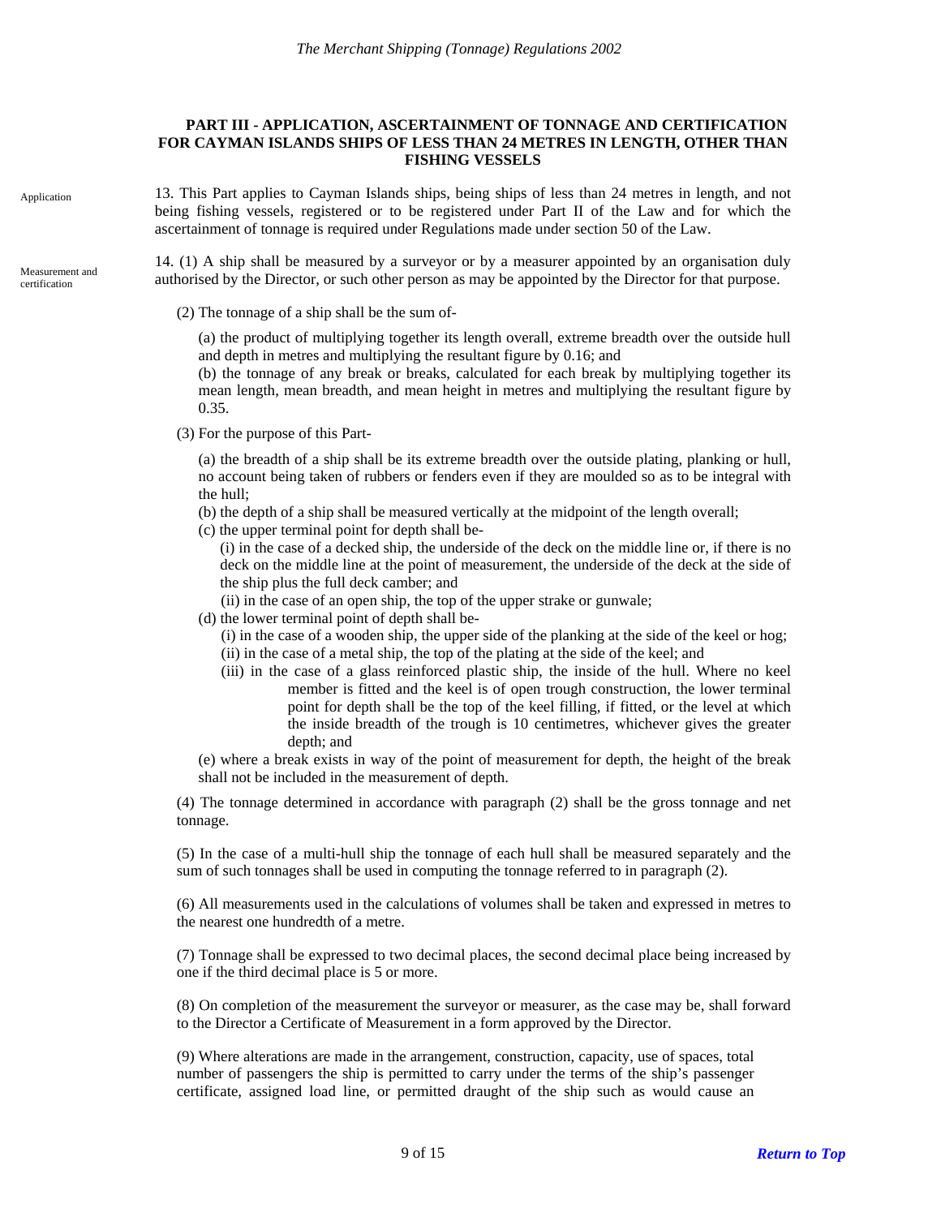## PART III - APPLICATION, ASCERTAINMENT OF TONNAGE AND CERTIFICATION FOR CAYMAN ISLANDS SHIPS OF LESS THAN 24 METRES IN LENGTH, OTHER THAN FISHING VESSELS

Application

13. This Part applies to Cayman Islands ships, being ships of less than 24 metres in length, and not being fishing vessels, registered or to be registered under Part II of the Law and for which the ascertainment of tonnage is required under Regulations made under section 50 of the Law.

Measurement and certification

14. (1) A ship shall be measured by a surveyor or by a measurer appointed by an organisation duly authorised by the Director, or such other person as may be appointed by the Director for that purpose.

(2) The tonnage of a ship shall be the sum of-

(a) the product of multiplying together its length overall, extreme breadth over the outside hull and depth in metres and multiplying the resultant figure by 0.16; and

(b) the tonnage of any break or breaks, calculated for each break by multiplying together its mean length, mean breadth, and mean height in metres and multiplying the resultant figure by 0.35.

(3) For the purpose of this Part-

(a) the breadth of a ship shall be its extreme breadth over the outside plating, planking or hull, no account being taken of rubbers or fenders even if they are moulded so as to be integral with the hull;

(b) the depth of a ship shall be measured vertically at the midpoint of the length overall;

(c) the upper terminal point for depth shall be-

(i) in the case of a decked ship, the underside of the deck on the middle line or, if there is no deck on the middle line at the point of measurement, the underside of the deck at the side of the ship plus the full deck camber; and

(ii) in the case of an open ship, the top of the upper strake or gunwale;

(d) the lower terminal point of depth shall be-

(i) in the case of a wooden ship, the upper side of the planking at the side of the keel or hog;

(ii) in the case of a metal ship, the top of the plating at the side of the keel; and

(iii) in the case of a glass reinforced plastic ship, the inside of the hull. Where no keel member is fitted and the keel is of open trough construction, the lower terminal point for depth shall be the top of the keel filling, if fitted, or the level at which the inside breadth of the trough is 10 centimetres, whichever gives the greater depth; and

(e) where a break exists in way of the point of measurement for depth, the height of the break shall not be included in the measurement of depth.

(4) The tonnage determined in accordance with paragraph (2) shall be the gross tonnage and net tonnage.

(5) In the case of a multi-hull ship the tonnage of each hull shall be measured separately and the sum of such tonnages shall be used in computing the tonnage referred to in paragraph (2).

(6) All measurements used in the calculations of volumes shall be taken and expressed in metres to the nearest one hundredth of a metre.

(7) Tonnage shall be expressed to two decimal places, the second decimal place being increased by one if the third decimal place is 5 or more.

(8) On completion of the measurement the surveyor or measurer, as the case may be, shall forward to the Director a Certificate of Measurement in a form approved by the Director.

(9) Where alterations are made in the arrangement, construction, capacity, use of spaces, total number of passengers the ship is permitted to carry under the terms of the ship's passenger certificate, assigned load line, or permitted draught of the ship such as would cause an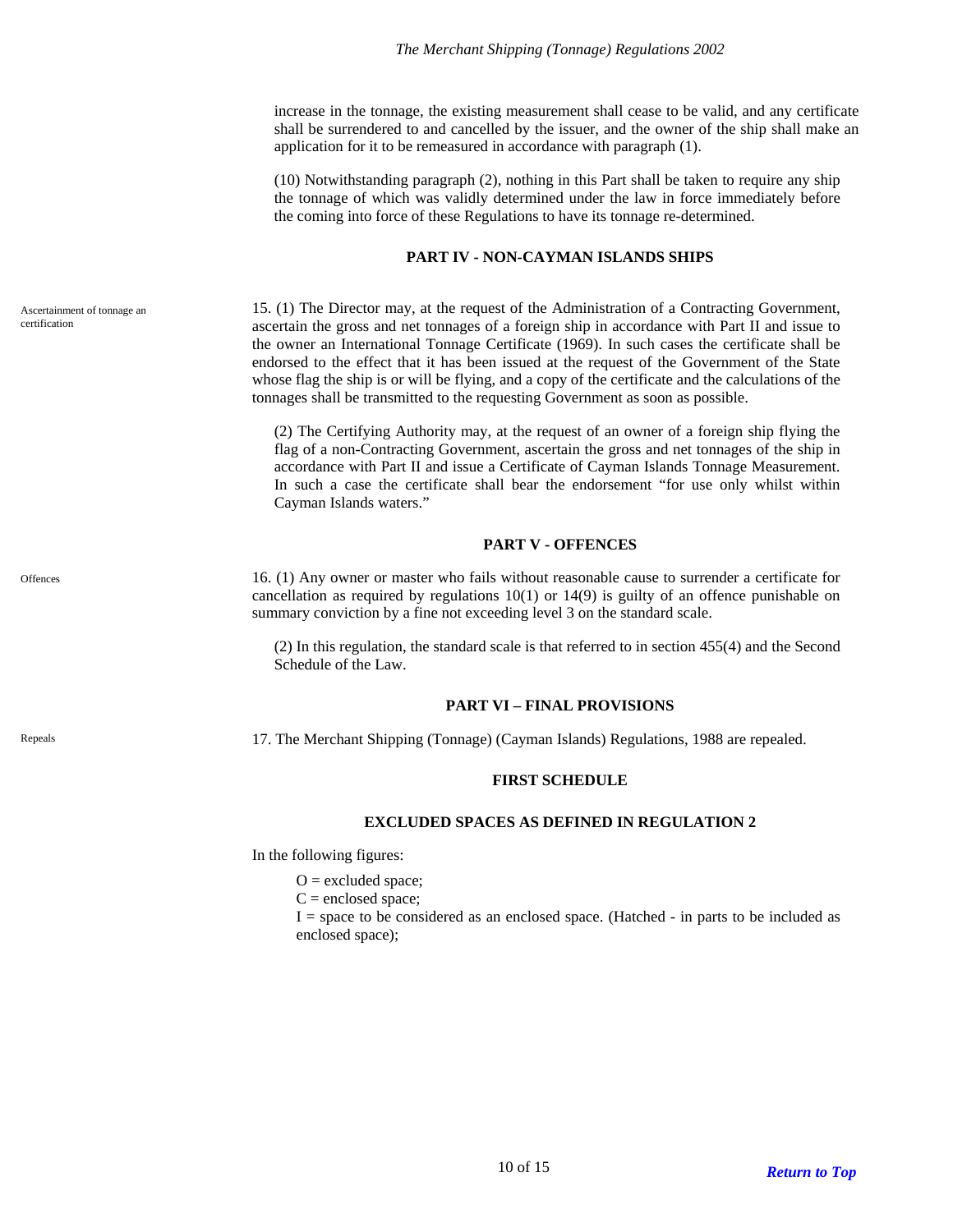increase in the tonnage, the existing measurement shall cease to be valid, and any certificate shall be surrendered to and cancelled by the issuer, and the owner of the ship shall make an application for it to be remeasured in accordance with paragraph (1).

(10) Notwithstanding paragraph (2), nothing in this Part shall be taken to require any ship the tonnage of which was validly determined under the law in force immediately before the coming into force of these Regulations to have its tonnage re-determined.

## PART IV - NON-CAYMAN ISLANDS SHIPS

*Ascertainment of tonnage an certification*

15. (1) The Director may, at the request of the Administration of a Contracting Government, ascertain the gross and net tonnages of a foreign ship in accordance with Part II and issue to the owner an International Tonnage Certificate (1969). In such cases the certificate shall be endorsed to the effect that it has been issued at the request of the Government of the State whose flag the ship is or will be flying, and a copy of the certificate and the calculations of the tonnages shall be transmitted to the requesting Government as soon as possible.

(2) The Certifying Authority may, at the request of an owner of a foreign ship flying the flag of a non-Contracting Government, ascertain the gross and net tonnages of the ship in accordance with Part II and issue a Certificate of Cayman Islands Tonnage Measurement. In such a case the certificate shall bear the endorsement "for use only whilst within Cayman Islands waters."

## PART V - OFFENCES

*Offences*

16. (1) Any owner or master who fails without reasonable cause to surrender a certificate for cancellation as required by regulations 10(1) or 14(9) is guilty of an offence punishable on summary conviction by a fine not exceeding level 3 on the standard scale.

(2) In this regulation, the standard scale is that referred to in section 455(4) and the Second Schedule of the Law.

## PART VI – FINAL PROVISIONS

*Repeals*

17. The Merchant Shipping (Tonnage) (Cayman Islands) Regulations, 1988 are repealed.

## FIRST SCHEDULE

### EXCLUDED SPACES AS DEFINED IN REGULATION 2

In the following figures:

O = excluded space;
C = enclosed space;
I = space to be considered as an enclosed space. (Hatched - in parts to be included as enclosed space);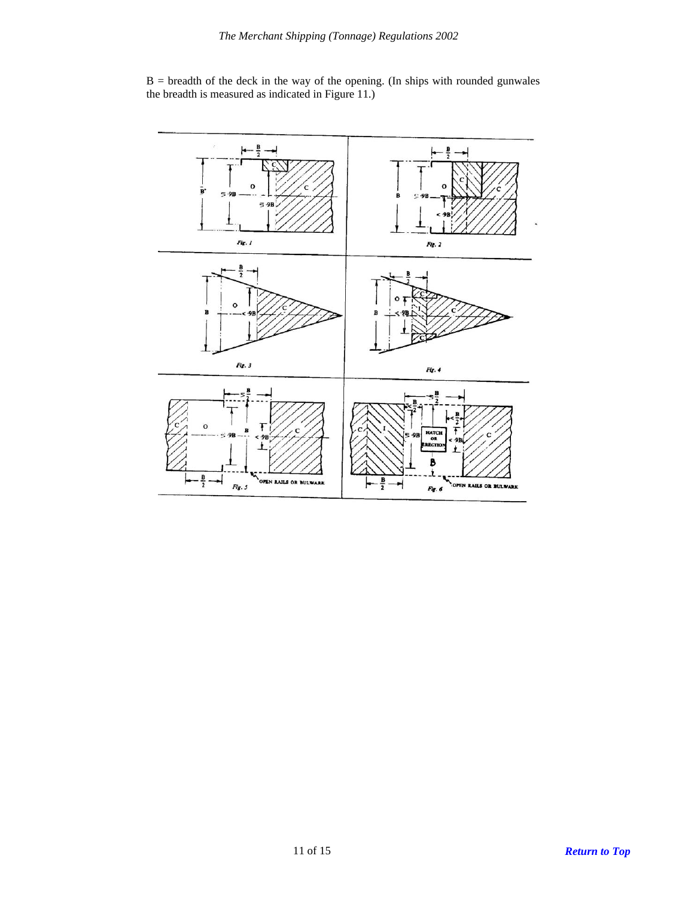B = breadth of the deck in the way of the opening. (In ships with rounded gunwales the breadth is measured as indicated in Figure 11.)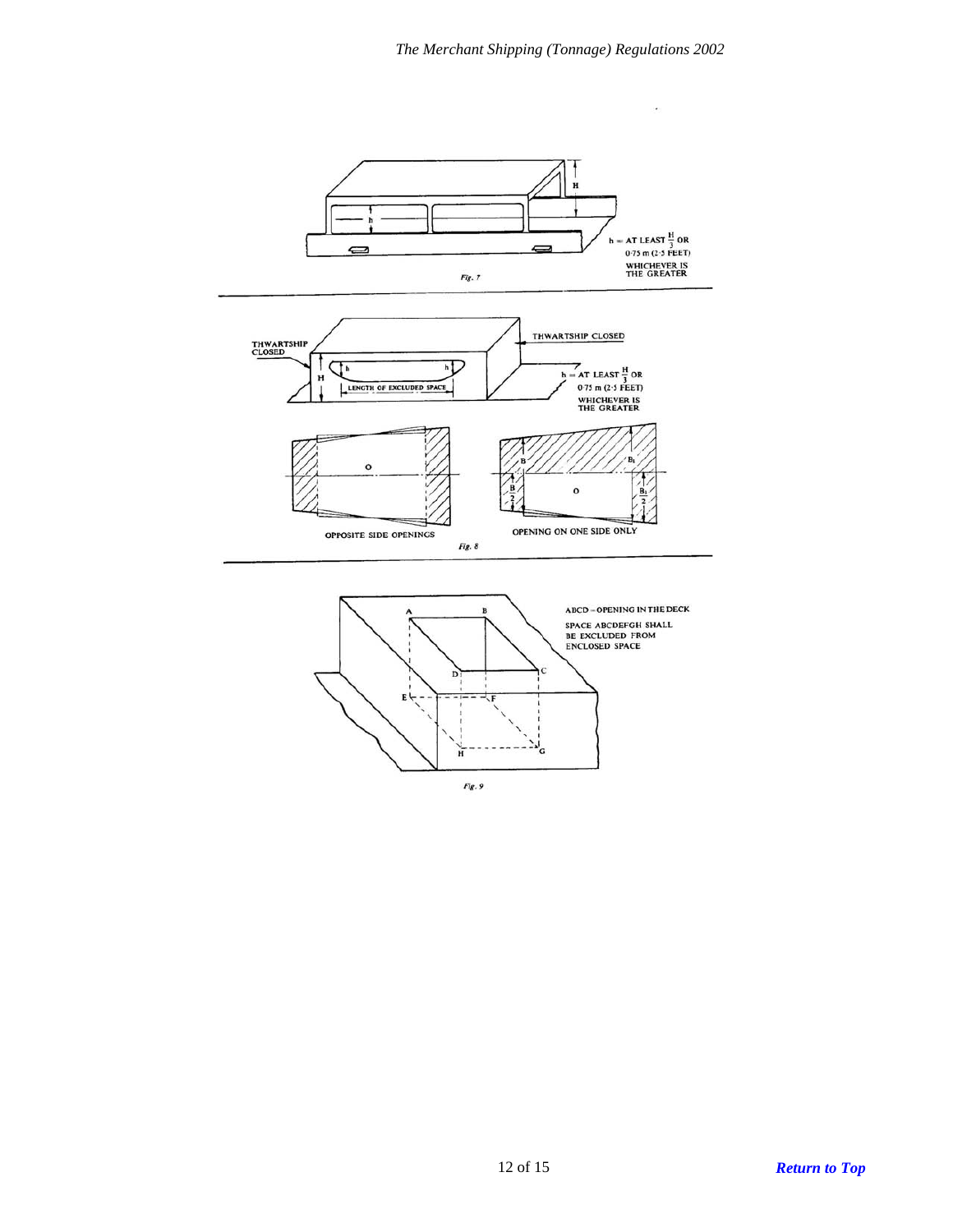$h$ = AT LEAST $\frac{H}{3}$ OR 0·75 m (2·5 FEET) WHICHEVER IS THE GREATER

*Fig. 7*

THWARTSHIP CLOSED

THWARTSHIP CLOSED

LENGTH OF EXCLUDED SPACE

$h$ = AT LEAST $\frac{H}{3}$ OR 0·75 m (2·5 FEET) WHICHEVER IS THE GREATER

OPPOSITE SIDE OPENINGS

OPENING ON ONE SIDE ONLY

*Fig. 8*

ABCD – OPENING IN THE DECK

SPACE ABCDEFGH SHALL BE EXCLUDED FROM ENCLOSED SPACE

*Fig. 9*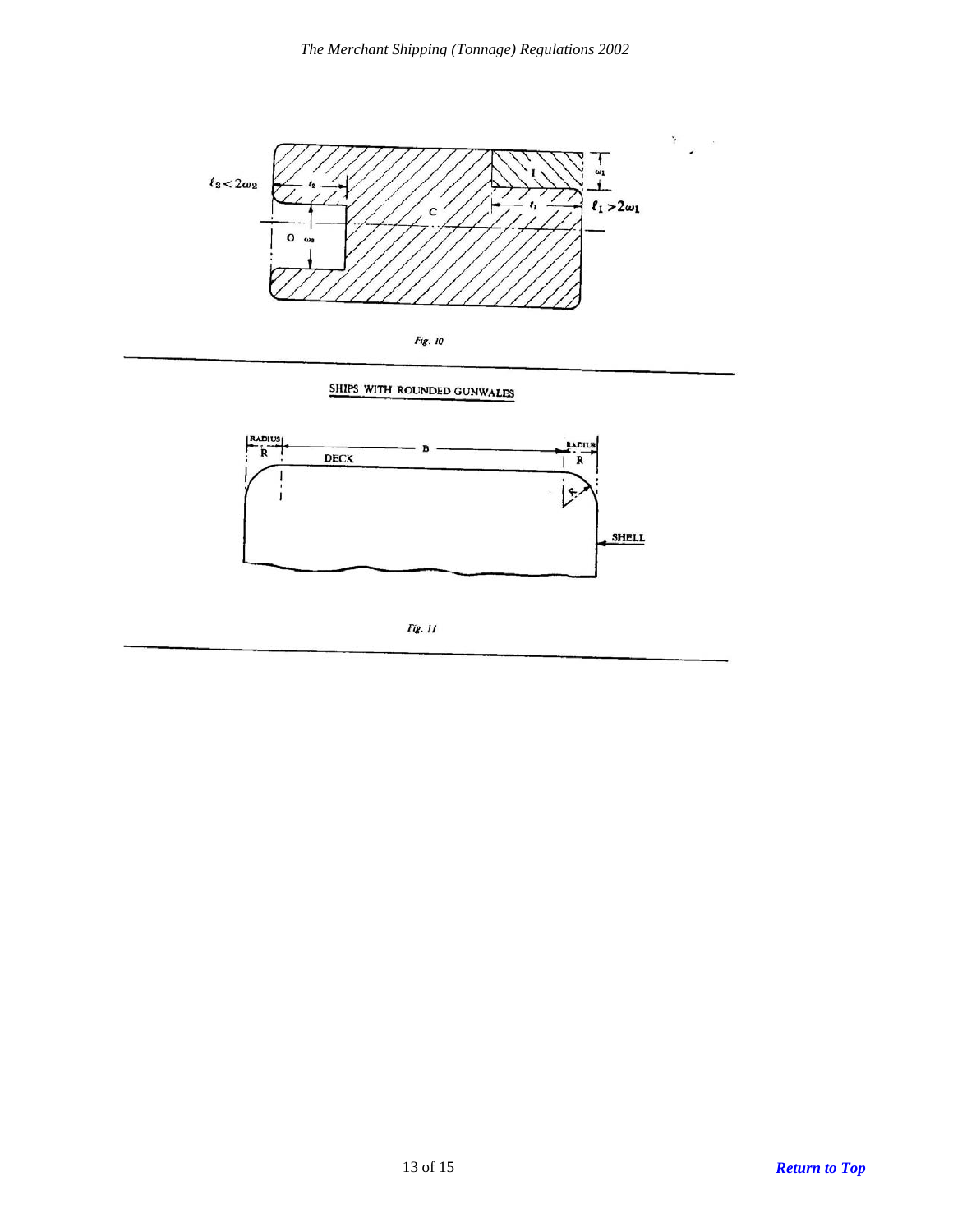$\ell_2 < 2\omega_2$

$\ell_1 > 2\omega_1$

*Fig. 10*

SHIPS WITH ROUNDED GUNWALES

RADIUS R — DECK — B — RADIUS R

SHELL

*Fig. 11*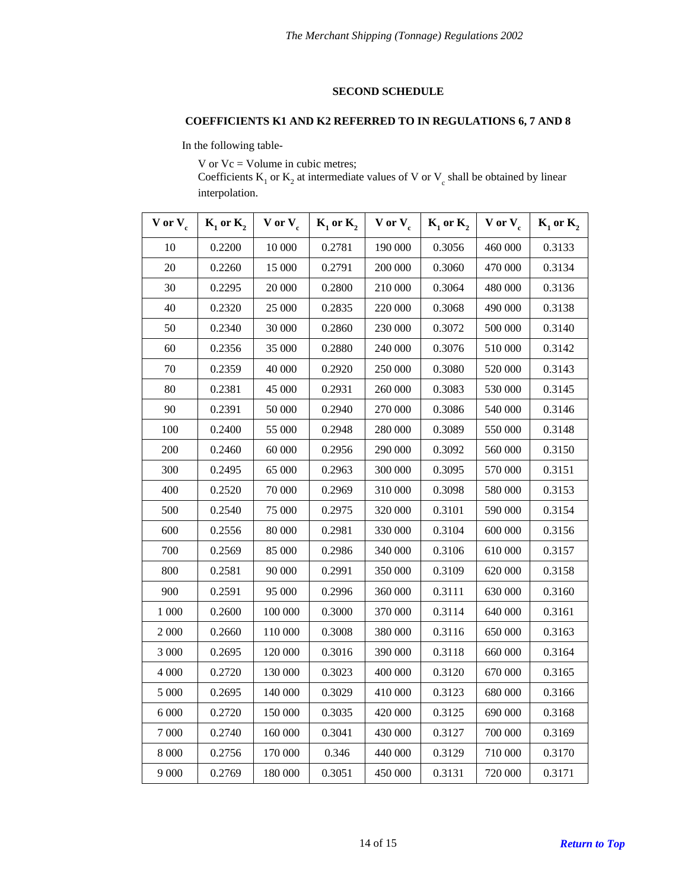## SECOND SCHEDULE

### COEFFICIENTS K1 AND K2 REFERRED TO IN REGULATIONS 6, 7 AND 8

In the following table-

V or Vc = Volume in cubic metres;
Coefficients $K_1$ or $K_2$ at intermediate values of V or $V_c$ shall be obtained by linear interpolation.

| V or $V_c$ | $K_1$ or $K_2$ | V or $V_c$ | $K_1$ or $K_2$ | V or $V_c$ | $K_1$ or $K_2$ | V or $V_c$ | $K_1$ or $K_2$ |
|---|---|---|---|---|---|---|---|
| 10 | 0.2200 | 10 000 | 0.2781 | 190 000 | 0.3056 | 460 000 | 0.3133 |
| 20 | 0.2260 | 15 000 | 0.2791 | 200 000 | 0.3060 | 470 000 | 0.3134 |
| 30 | 0.2295 | 20 000 | 0.2800 | 210 000 | 0.3064 | 480 000 | 0.3136 |
| 40 | 0.2320 | 25 000 | 0.2835 | 220 000 | 0.3068 | 490 000 | 0.3138 |
| 50 | 0.2340 | 30 000 | 0.2860 | 230 000 | 0.3072 | 500 000 | 0.3140 |
| 60 | 0.2356 | 35 000 | 0.2880 | 240 000 | 0.3076 | 510 000 | 0.3142 |
| 70 | 0.2359 | 40 000 | 0.2920 | 250 000 | 0.3080 | 520 000 | 0.3143 |
| 80 | 0.2381 | 45 000 | 0.2931 | 260 000 | 0.3083 | 530 000 | 0.3145 |
| 90 | 0.2391 | 50 000 | 0.2940 | 270 000 | 0.3086 | 540 000 | 0.3146 |
| 100 | 0.2400 | 55 000 | 0.2948 | 280 000 | 0.3089 | 550 000 | 0.3148 |
| 200 | 0.2460 | 60 000 | 0.2956 | 290 000 | 0.3092 | 560 000 | 0.3150 |
| 300 | 0.2495 | 65 000 | 0.2963 | 300 000 | 0.3095 | 570 000 | 0.3151 |
| 400 | 0.2520 | 70 000 | 0.2969 | 310 000 | 0.3098 | 580 000 | 0.3153 |
| 500 | 0.2540 | 75 000 | 0.2975 | 320 000 | 0.3101 | 590 000 | 0.3154 |
| 600 | 0.2556 | 80 000 | 0.2981 | 330 000 | 0.3104 | 600 000 | 0.3156 |
| 700 | 0.2569 | 85 000 | 0.2986 | 340 000 | 0.3106 | 610 000 | 0.3157 |
| 800 | 0.2581 | 90 000 | 0.2991 | 350 000 | 0.3109 | 620 000 | 0.3158 |
| 900 | 0.2591 | 95 000 | 0.2996 | 360 000 | 0.3111 | 630 000 | 0.3160 |
| 1 000 | 0.2600 | 100 000 | 0.3000 | 370 000 | 0.3114 | 640 000 | 0.3161 |
| 2 000 | 0.2660 | 110 000 | 0.3008 | 380 000 | 0.3116 | 650 000 | 0.3163 |
| 3 000 | 0.2695 | 120 000 | 0.3016 | 390 000 | 0.3118 | 660 000 | 0.3164 |
| 4 000 | 0.2720 | 130 000 | 0.3023 | 400 000 | 0.3120 | 670 000 | 0.3165 |
| 5 000 | 0.2695 | 140 000 | 0.3029 | 410 000 | 0.3123 | 680 000 | 0.3166 |
| 6 000 | 0.2720 | 150 000 | 0.3035 | 420 000 | 0.3125 | 690 000 | 0.3168 |
| 7 000 | 0.2740 | 160 000 | 0.3041 | 430 000 | 0.3127 | 700 000 | 0.3169 |
| 8 000 | 0.2756 | 170 000 | 0.346 | 440 000 | 0.3129 | 710 000 | 0.3170 |
| 9 000 | 0.2769 | 180 000 | 0.3051 | 450 000 | 0.3131 | 720 000 | 0.3171 |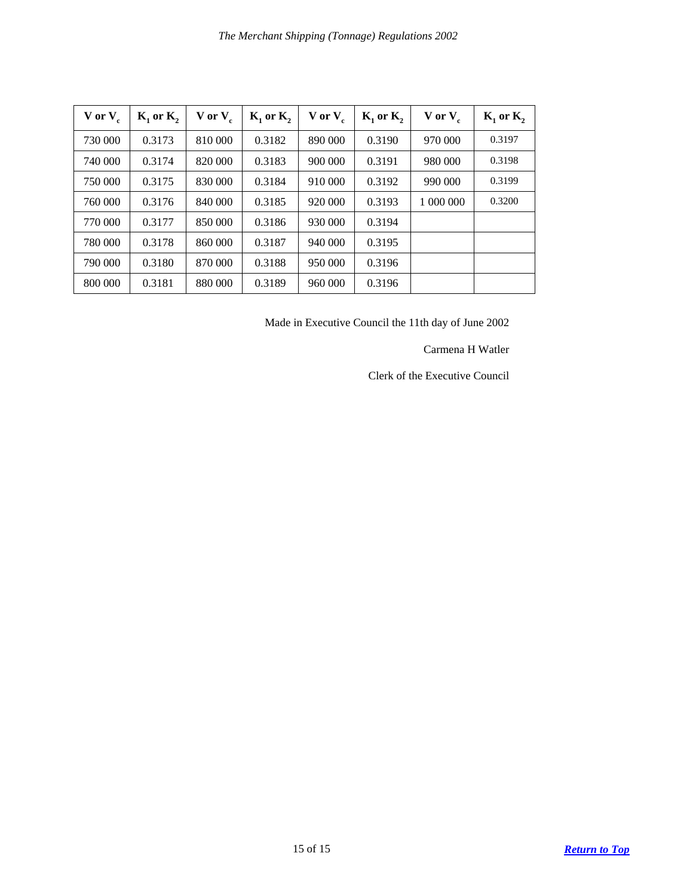| V or $V_c$ | $K_1$ or $K_2$ | V or $V_c$ | $K_1$ or $K_2$ | V or $V_c$ | $K_1$ or $K_2$ | V or $V_c$ | $K_1$ or $K_2$ |
|---|---|---|---|---|---|---|---|
| 730 000 | 0.3173 | 810 000 | 0.3182 | 890 000 | 0.3190 | 970 000 | 0.3197 |
| 740 000 | 0.3174 | 820 000 | 0.3183 | 900 000 | 0.3191 | 980 000 | 0.3198 |
| 750 000 | 0.3175 | 830 000 | 0.3184 | 910 000 | 0.3192 | 990 000 | 0.3199 |
| 760 000 | 0.3176 | 840 000 | 0.3185 | 920 000 | 0.3193 | 1 000 000 | 0.3200 |
| 770 000 | 0.3177 | 850 000 | 0.3186 | 930 000 | 0.3194 | | |
| 780 000 | 0.3178 | 860 000 | 0.3187 | 940 000 | 0.3195 | | |
| 790 000 | 0.3180 | 870 000 | 0.3188 | 950 000 | 0.3196 | | |
| 800 000 | 0.3181 | 880 000 | 0.3189 | 960 000 | 0.3196 | | |

Made in Executive Council the 11th day of June 2002

Carmena H Watler

Clerk of the Executive Council